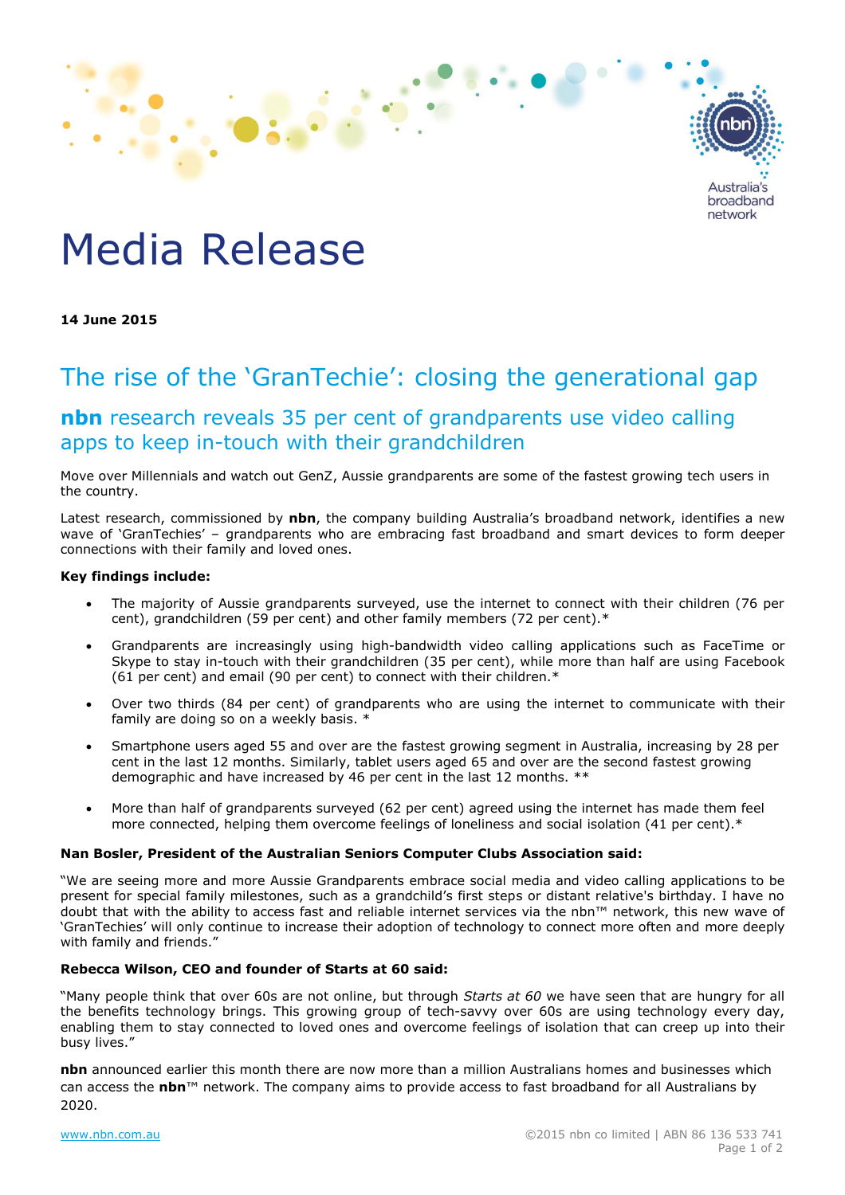# Media Release

**14 June 2015**

## The rise of the 'GranTechie': closing the generational gap

### **nbn** research reveals 35 per cent of grandparents use video calling apps to keep in-touch with their grandchildren

Move over Millennials and watch out GenZ, Aussie grandparents are some of the fastest growing tech users in the country.

Latest research, commissioned by **nbn**, the company building Australia's broadband network, identifies a new wave of 'GranTechies' – grandparents who are embracing fast broadband and smart devices to form deeper connections with their family and loved ones.

**Key findings include:**

- The majority of Aussie grandparents surveyed, use the internet to connect with their children (76 per cent), grandchildren (59 per cent) and other family members (72 per cent).*
- Grandparents are increasingly using high-bandwidth video calling applications such as FaceTime or Skype to stay in-touch with their grandchildren (35 per cent), while more than half are using Facebook (61 per cent) and email (90 per cent) to connect with their children.*
- Over two thirds (84 per cent) of grandparents who are using the internet to communicate with their family are doing so on a weekly basis. *
- Smartphone users aged 55 and over are the fastest growing segment in Australia, increasing by 28 per cent in the last 12 months. Similarly, tablet users aged 65 and over are the second fastest growing demographic and have increased by 46 per cent in the last 12 months. **
- More than half of grandparents surveyed (62 per cent) agreed using the internet has made them feel more connected, helping them overcome feelings of loneliness and social isolation (41 per cent).*

**Nan Bosler, President of the Australian Seniors Computer Clubs Association said:**

"We are seeing more and more Aussie Grandparents embrace social media and video calling applications to be present for special family milestones, such as a grandchild's first steps or distant relative's birthday. I have no doubt that with the ability to access fast and reliable internet services via the nbn™ network, this new wave of 'GranTechies' will only continue to increase their adoption of technology to connect more often and more deeply with family and friends."

**Rebecca Wilson, CEO and founder of Starts at 60 said:**

"Many people think that over 60s are not online, but through *Starts at 60* we have seen that are hungry for all the benefits technology brings. This growing group of tech-savvy over 60s are using technology every day, enabling them to stay connected to loved ones and overcome feelings of isolation that can creep up into their busy lives."

**nbn** announced earlier this month there are now more than a million Australians homes and businesses which can access the **nbn**™ network. The company aims to provide access to fast broadband for all Australians by 2020.

www.nbn.com.au

©2015 nbn co limited | ABN 86 136 533 741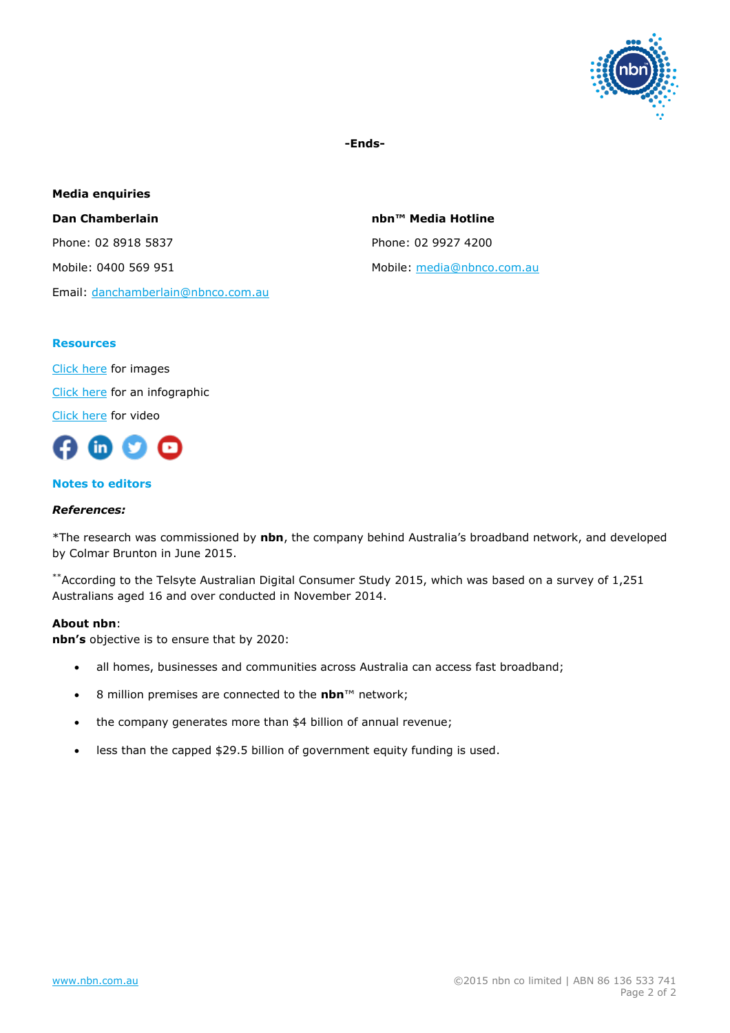-Ends-

**Media enquiries**

**Dan Chamberlain**

Phone: 02 8918 5837

Mobile: 0400 569 951

Email: danchamberlain@nbnco.com.au

**nbn™ Media Hotline**

Phone: 02 9927 4200

Mobile: media@nbnco.com.au

**Resources**

Click here for images

Click here for an infographic

Click here for video

**Notes to editors**

***References:***

*The research was commissioned by **nbn**, the company behind Australia's broadband network, and developed by Colmar Brunton in June 2015.

**According to the Telsyte Australian Digital Consumer Study 2015, which was based on a survey of 1,251 Australians aged 16 and over conducted in November 2014.

**About nbn**:
**nbn's** objective is to ensure that by 2020:

- all homes, businesses and communities across Australia can access fast broadband;
- 8 million premises are connected to the **nbn**™ network;
- the company generates more than $4 billion of annual revenue;
- less than the capped $29.5 billion of government equity funding is used.

www.nbn.com.au

©2015 nbn co limited | ABN 86 136 533 741